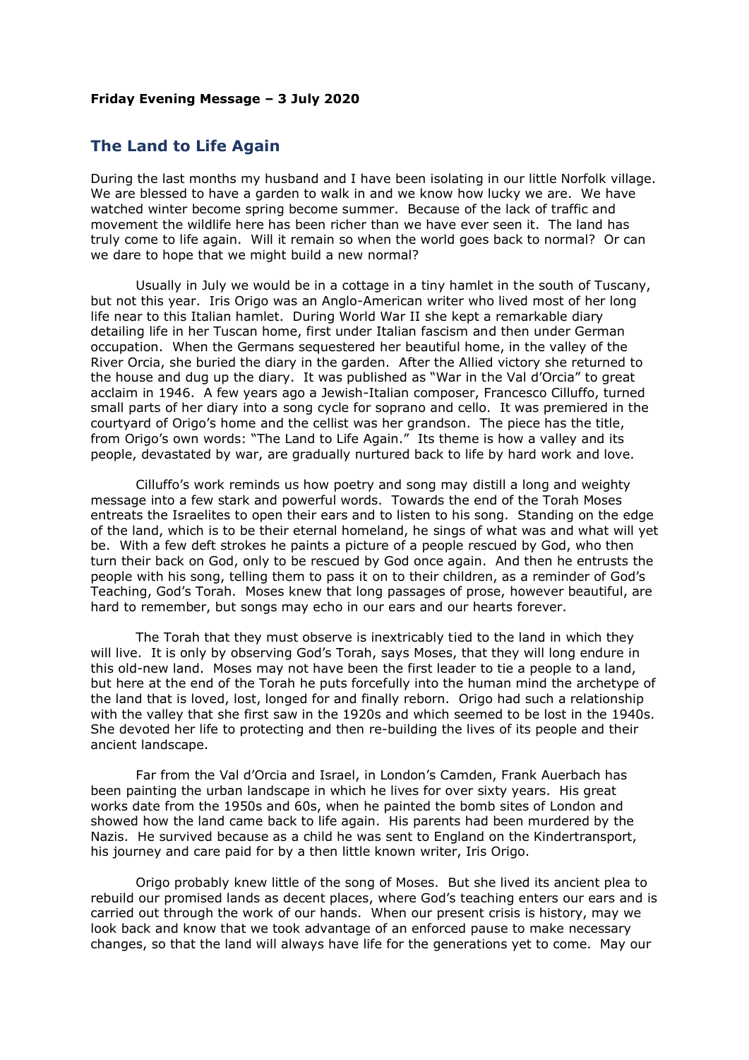**Friday Evening Message – 3 July 2020**

## The Land to Life Again

During the last months my husband and I have been isolating in our little Norfolk village. We are blessed to have a garden to walk in and we know how lucky we are. We have watched winter become spring become summer. Because of the lack of traffic and movement the wildlife here has been richer than we have ever seen it. The land has truly come to life again. Will it remain so when the world goes back to normal? Or can we dare to hope that we might build a new normal?

Usually in July we would be in a cottage in a tiny hamlet in the south of Tuscany, but not this year. Iris Origo was an Anglo-American writer who lived most of her long life near to this Italian hamlet. During World War II she kept a remarkable diary detailing life in her Tuscan home, first under Italian fascism and then under German occupation. When the Germans sequestered her beautiful home, in the valley of the River Orcia, she buried the diary in the garden. After the Allied victory she returned to the house and dug up the diary. It was published as "War in the Val d'Orcia" to great acclaim in 1946. A few years ago a Jewish-Italian composer, Francesco Cilluffo, turned small parts of her diary into a song cycle for soprano and cello. It was premiered in the courtyard of Origo's home and the cellist was her grandson. The piece has the title, from Origo's own words: "The Land to Life Again." Its theme is how a valley and its people, devastated by war, are gradually nurtured back to life by hard work and love.

Cilluffo's work reminds us how poetry and song may distill a long and weighty message into a few stark and powerful words. Towards the end of the Torah Moses entreats the Israelites to open their ears and to listen to his song. Standing on the edge of the land, which is to be their eternal homeland, he sings of what was and what will yet be. With a few deft strokes he paints a picture of a people rescued by God, who then turn their back on God, only to be rescued by God once again. And then he entrusts the people with his song, telling them to pass it on to their children, as a reminder of God's Teaching, God's Torah. Moses knew that long passages of prose, however beautiful, are hard to remember, but songs may echo in our ears and our hearts forever.

The Torah that they must observe is inextricably tied to the land in which they will live. It is only by observing God's Torah, says Moses, that they will long endure in this old-new land. Moses may not have been the first leader to tie a people to a land, but here at the end of the Torah he puts forcefully into the human mind the archetype of the land that is loved, lost, longed for and finally reborn. Origo had such a relationship with the valley that she first saw in the 1920s and which seemed to be lost in the 1940s. She devoted her life to protecting and then re-building the lives of its people and their ancient landscape.

Far from the Val d'Orcia and Israel, in London's Camden, Frank Auerbach has been painting the urban landscape in which he lives for over sixty years. His great works date from the 1950s and 60s, when he painted the bomb sites of London and showed how the land came back to life again. His parents had been murdered by the Nazis. He survived because as a child he was sent to England on the Kindertransport, his journey and care paid for by a then little known writer, Iris Origo.

Origo probably knew little of the song of Moses. But she lived its ancient plea to rebuild our promised lands as decent places, where God's teaching enters our ears and is carried out through the work of our hands. When our present crisis is history, may we look back and know that we took advantage of an enforced pause to make necessary changes, so that the land will always have life for the generations yet to come. May our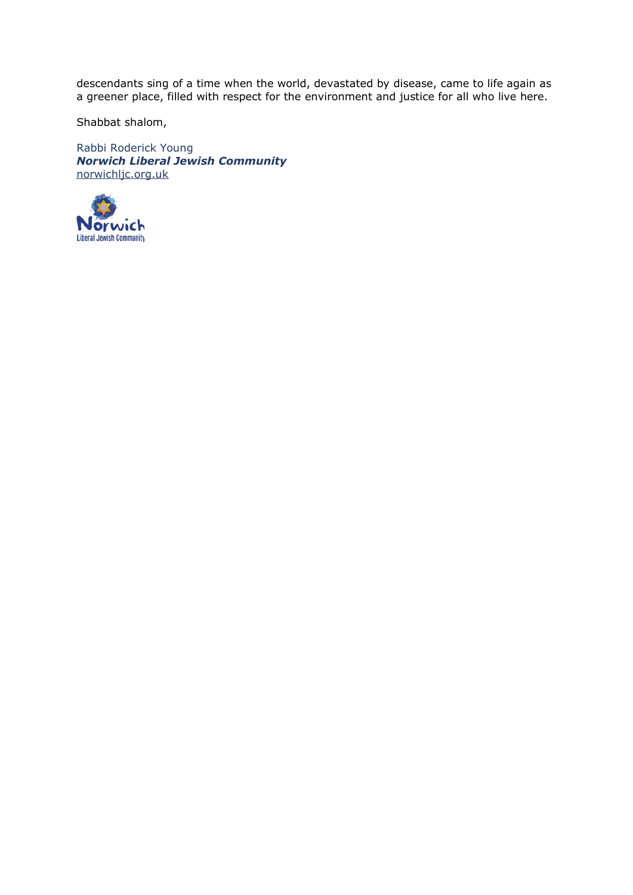descendants sing of a time when the world, devastated by disease, came to life again as a greener place, filled with respect for the environment and justice for all who live here.

Shabbat shalom,

Rabbi Roderick Young
***Norwich Liberal Jewish Community***
norwichljc.org.uk